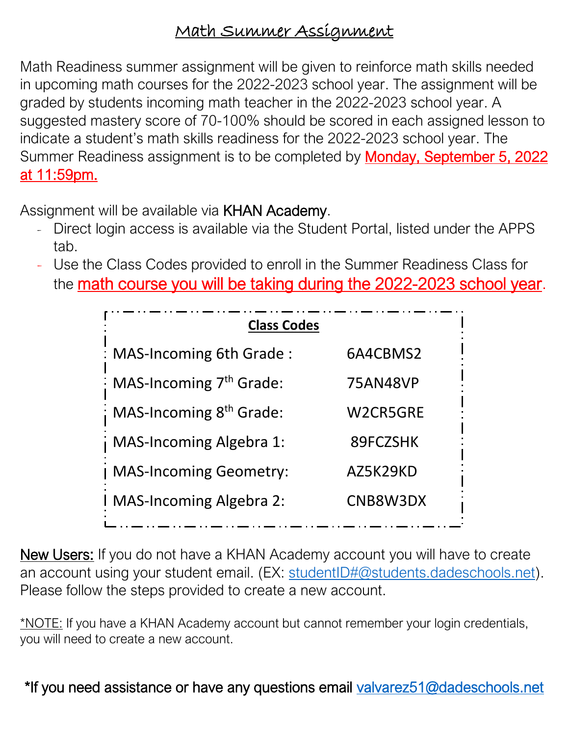# Math Summer Assignment

Math Readiness summer assignment will be given to reinforce math skills needed in upcoming math courses for the 2022-2023 school year. The assignment will be graded by students incoming math teacher in the 2022-2023 school year. A suggested mastery score of 70-100% should be scored in each assigned lesson to indicate a student's math skills readiness for the 2022-2023 school year. The Summer Readiness assignment is to be completed by Monday, September 5, 2022 at 11:59pm.

Assignment will be available via KHAN Academy.

- Direct login access is available via the Student Portal, listed under the APPS tab.
- Use the Class Codes provided to enroll in the Summer Readiness Class for the math course you will be taking during the 2022-2023 school year.

| Class Codes | |
|---|---|
| MAS-Incoming 6th Grade : | 6A4CBMS2 |
| MAS-Incoming 7th Grade: | 75AN48VP |
| MAS-Incoming 8th Grade: | W2CR5GRE |
| MAS-Incoming Algebra 1: | 89FCZSHK |
| MAS-Incoming Geometry: | AZ5K29KD |
| MAS-Incoming Algebra 2: | CNB8W3DX |

New Users: If you do not have a KHAN Academy account you will have to create an account using your student email. (EX: studentID#@students.dadeschools.net). Please follow the steps provided to create a new account.

*NOTE: If you have a KHAN Academy account but cannot remember your login credentials, you will need to create a new account.

*If you need assistance or have any questions email valvarez51@dadeschools.net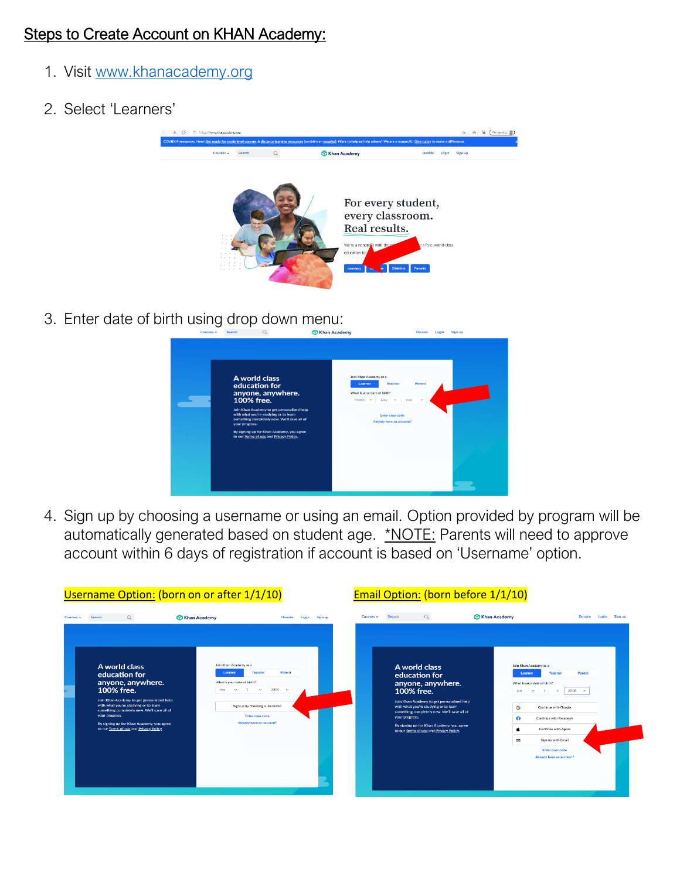# Steps to Create Account on KHAN Academy:

1. Visit [www.khanacademy.org](http://www.khanacademy.org)

2. Select 'Learners'

3. Enter date of birth using drop down menu:

4. Sign up by choosing a username or using an email. Option provided by program will be automatically generated based on student age. *NOTE: Parents will need to approve account within 6 days of registration if account is based on 'Username' option.

**Username Option:** (born on or after 1/1/10)

**Email Option:** (born before 1/1/10)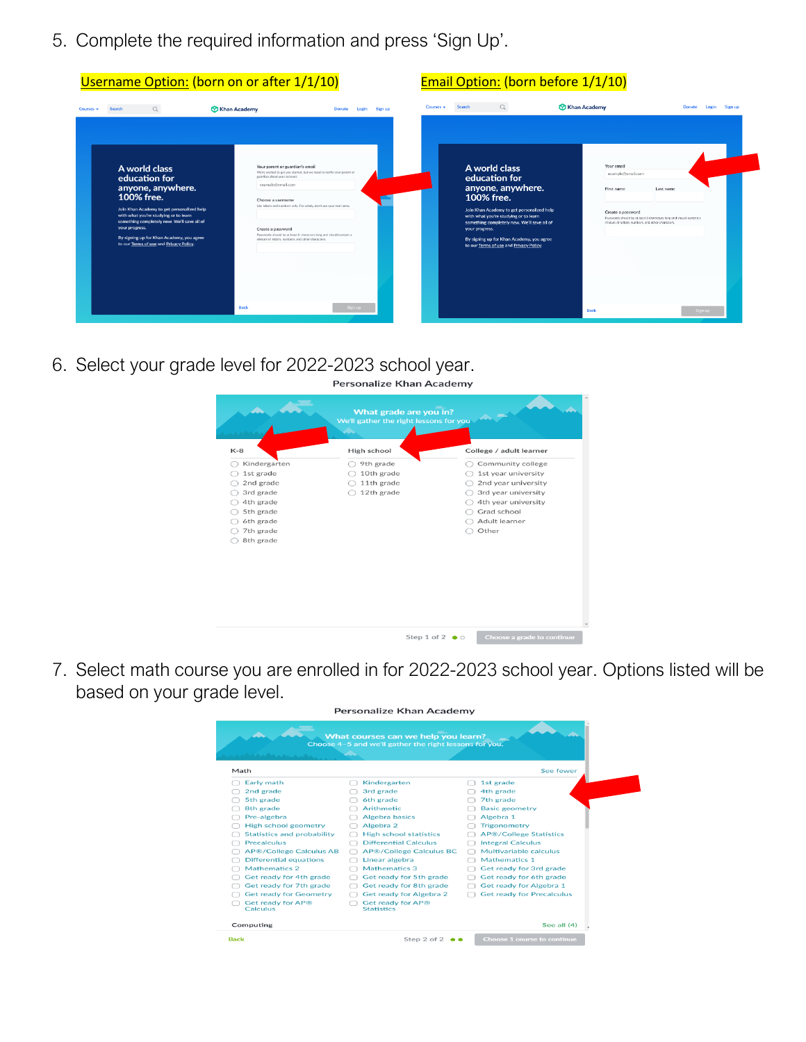5. Complete the required information and press ‘Sign Up’.

Username Option: (born on or after 1/1/10)

Email Option: (born before 1/1/10)

6. Select your grade level for 2022-2023 school year.

7. Select math course you are enrolled in for 2022-2023 school year. Options listed will be based on your grade level.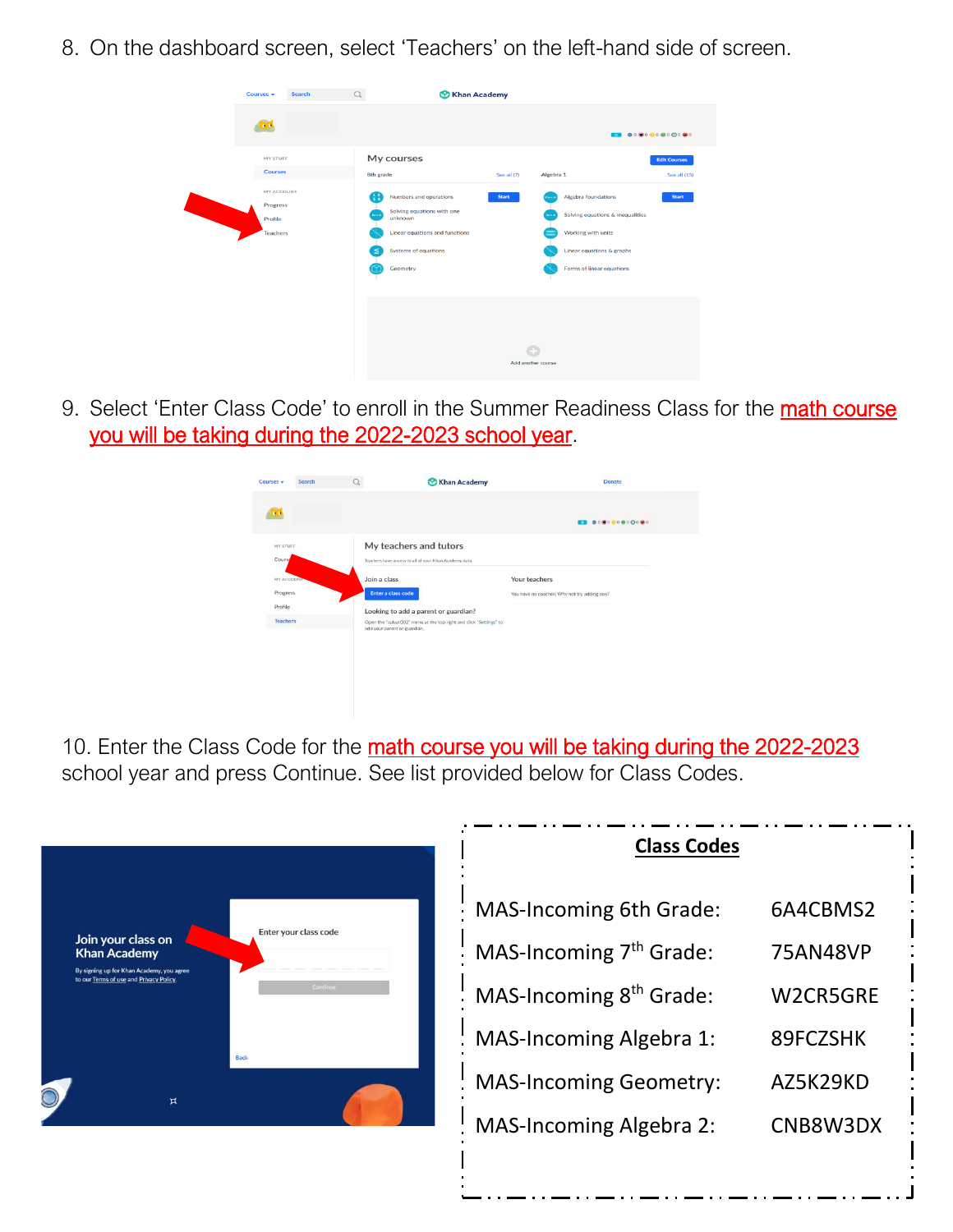8. On the dashboard screen, select 'Teachers' on the left-hand side of screen.

9. Select 'Enter Class Code' to enroll in the Summer Readiness Class for the <u>math course you will be taking during the 2022-2023 school year</u>.

10. Enter the Class Code for the <u>math course you will be taking during the 2022-2023</u> school year and press Continue. See list provided below for Class Codes.

**<u>Class Codes</u>**

| | |
|---|---|
| MAS-Incoming 6th Grade: | 6A4CBMS2 |
| MAS-Incoming 7th Grade: | 75AN48VP |
| MAS-Incoming 8th Grade: | W2CR5GRE |
| MAS-Incoming Algebra 1: | 89FCZSHK |
| MAS-Incoming Geometry: | AZ5K29KD |
| MAS-Incoming Algebra 2: | CNB8W3DX |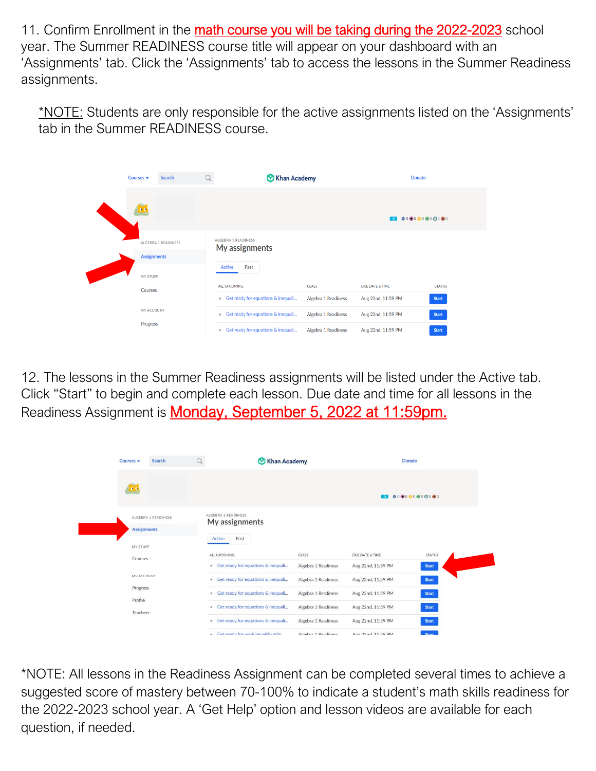11. Confirm Enrollment in the math course you will be taking during the 2022-2023 school year. The Summer READINESS course title will appear on your dashboard with an 'Assignments' tab. Click the 'Assignments' tab to access the lessons in the Summer Readiness assignments.

*NOTE: Students are only responsible for the active assignments listed on the 'Assignments' tab in the Summer READINESS course.

12. The lessons in the Summer Readiness assignments will be listed under the Active tab. Click "Start" to begin and complete each lesson. Due date and time for all lessons in the Readiness Assignment is Monday, September 5, 2022 at 11:59pm.

*NOTE: All lessons in the Readiness Assignment can be completed several times to achieve a suggested score of mastery between 70-100% to indicate a student's math skills readiness for the 2022-2023 school year. A 'Get Help' option and lesson videos are available for each question, if needed.